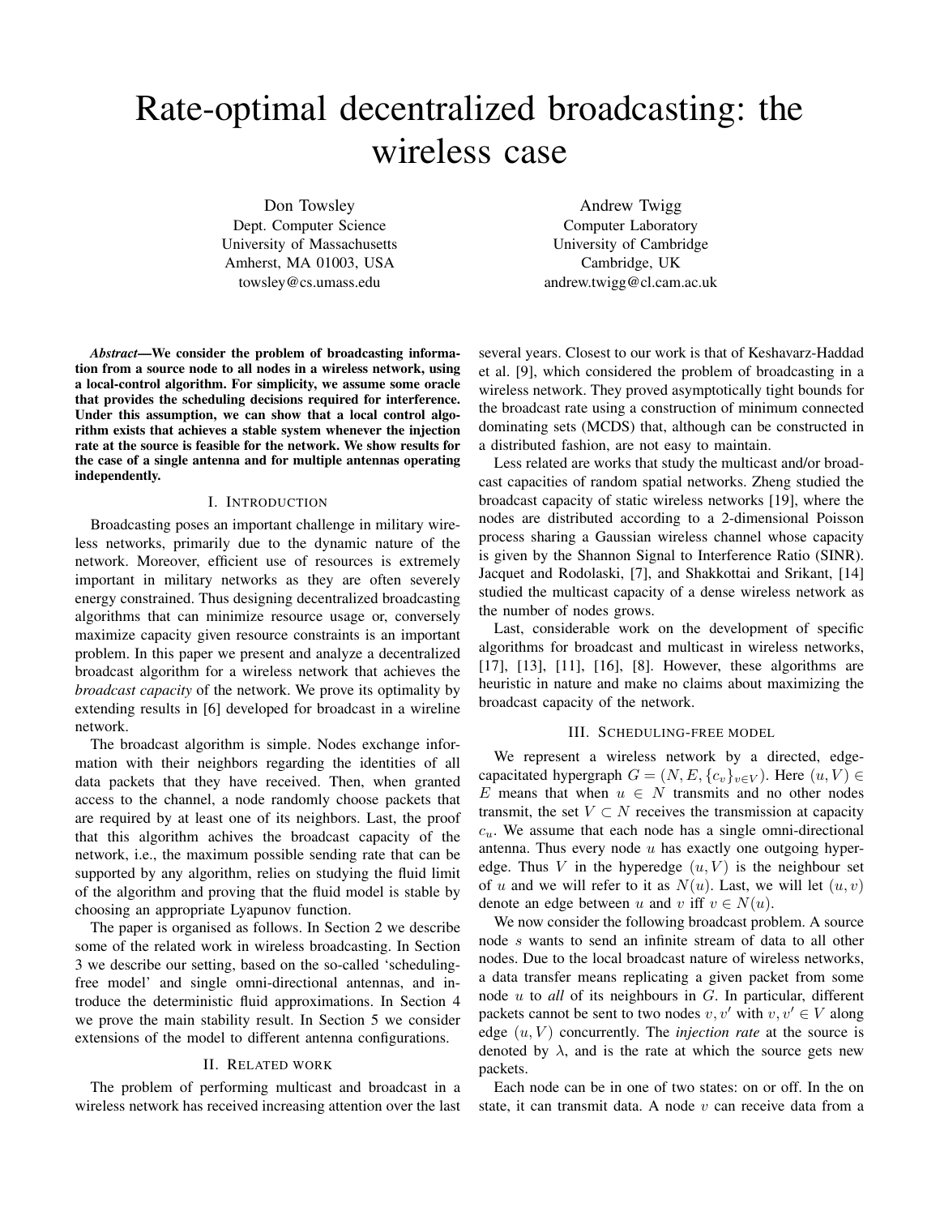# Rate-optimal decentralized broadcasting: the wireless case

Don Towsley
Dept. Computer Science
University of Massachusetts
Amherst, MA 01003, USA
towsley@cs.umass.edu

Andrew Twigg
Computer Laboratory
University of Cambridge
Cambridge, UK
andrew.twigg@cl.cam.ac.uk

***Abstract*—We consider the problem of broadcasting information from a source node to all nodes in a wireless network, using a local-control algorithm. For simplicity, we assume some oracle that provides the scheduling decisions required for interference. Under this assumption, we can show that a local control algorithm exists that achieves a stable system whenever the injection rate at the source is feasible for the network. We show results for the case of a single antenna and for multiple antennas operating independently.**

## I. Introduction

Broadcasting poses an important challenge in military wireless networks, primarily due to the dynamic nature of the network. Moreover, efficient use of resources is extremely important in military networks as they are often severely energy constrained. Thus designing decentralized broadcasting algorithms that can minimize resource usage or, conversely maximize capacity given resource constraints is an important problem. In this paper we present and analyze a decentralized broadcast algorithm for a wireless network that achieves the *broadcast capacity* of the network. We prove its optimality by extending results in [6] developed for broadcast in a wireline network.

The broadcast algorithm is simple. Nodes exchange information with their neighbors regarding the identities of all data packets that they have received. Then, when granted access to the channel, a node randomly choose packets that are required by at least one of its neighbors. Last, the proof that this algorithm achives the broadcast capacity of the network, i.e., the maximum possible sending rate that can be supported by any algorithm, relies on studying the fluid limit of the algorithm and proving that the fluid model is stable by choosing an appropriate Lyapunov function.

The paper is organised as follows. In Section 2 we describe some of the related work in wireless broadcasting. In Section 3 we describe our setting, based on the so-called 'scheduling-free model' and single omni-directional antennas, and introduce the deterministic fluid approximations. In Section 4 we prove the main stability result. In Section 5 we consider extensions of the model to different antenna configurations.

## II. Related work

The problem of performing multicast and broadcast in a wireless network has received increasing attention over the last several years. Closest to our work is that of Keshavarz-Haddad et al. [9], which considered the problem of broadcasting in a wireless network. They proved asymptotically tight bounds for the broadcast rate using a construction of minimum connected dominating sets (MCDS) that, although can be constructed in a distributed fashion, are not easy to maintain.

Less related are works that study the multicast and/or broadcast capacities of random spatial networks. Zheng studied the broadcast capacity of static wireless networks [19], where the nodes are distributed according to a 2-dimensional Poisson process sharing a Gaussian wireless channel whose capacity is given by the Shannon Signal to Interference Ratio (SINR). Jacquet and Rodolaski, [7], and Shakkottai and Srikant, [14] studied the multicast capacity of a dense wireless network as the number of nodes grows.

Last, considerable work on the development of specific algorithms for broadcast and multicast in wireless networks, [17], [13], [11], [16], [8]. However, these algorithms are heuristic in nature and make no claims about maximizing the broadcast capacity of the network.

## III. Scheduling-free model

We represent a wireless network by a directed, edge-capacitated hypergraph $G = (N, E, \{c_v\}_{v \in V})$. Here $(u, V) \in E$ means that when $u \in N$ transmits and no other nodes transmit, the set $V \subset N$ receives the transmission at capacity $c_u$. We assume that each node has a single omni-directional antenna. Thus every node $u$ has exactly one outgoing hyperedge. Thus $V$ in the hyperedge $(u, V)$ is the neighbour set of $u$ and we will refer to it as $N(u)$. Last, we will let $(u, v)$ denote an edge between $u$ and $v$ iff $v \in N(u)$.

We now consider the following broadcast problem. A source node $s$ wants to send an infinite stream of data to all other nodes. Due to the local broadcast nature of wireless networks, a data transfer means replicating a given packet from some node $u$ to *all* of its neighbours in $G$. In particular, different packets cannot be sent to two nodes $v, v'$ with $v, v' \in V$ along edge $(u, V)$ concurrently. The *injection rate* at the source is denoted by $\lambda$, and is the rate at which the source gets new packets.

Each node can be in one of two states: on or off. In the on state, it can transmit data. A node $v$ can receive data from a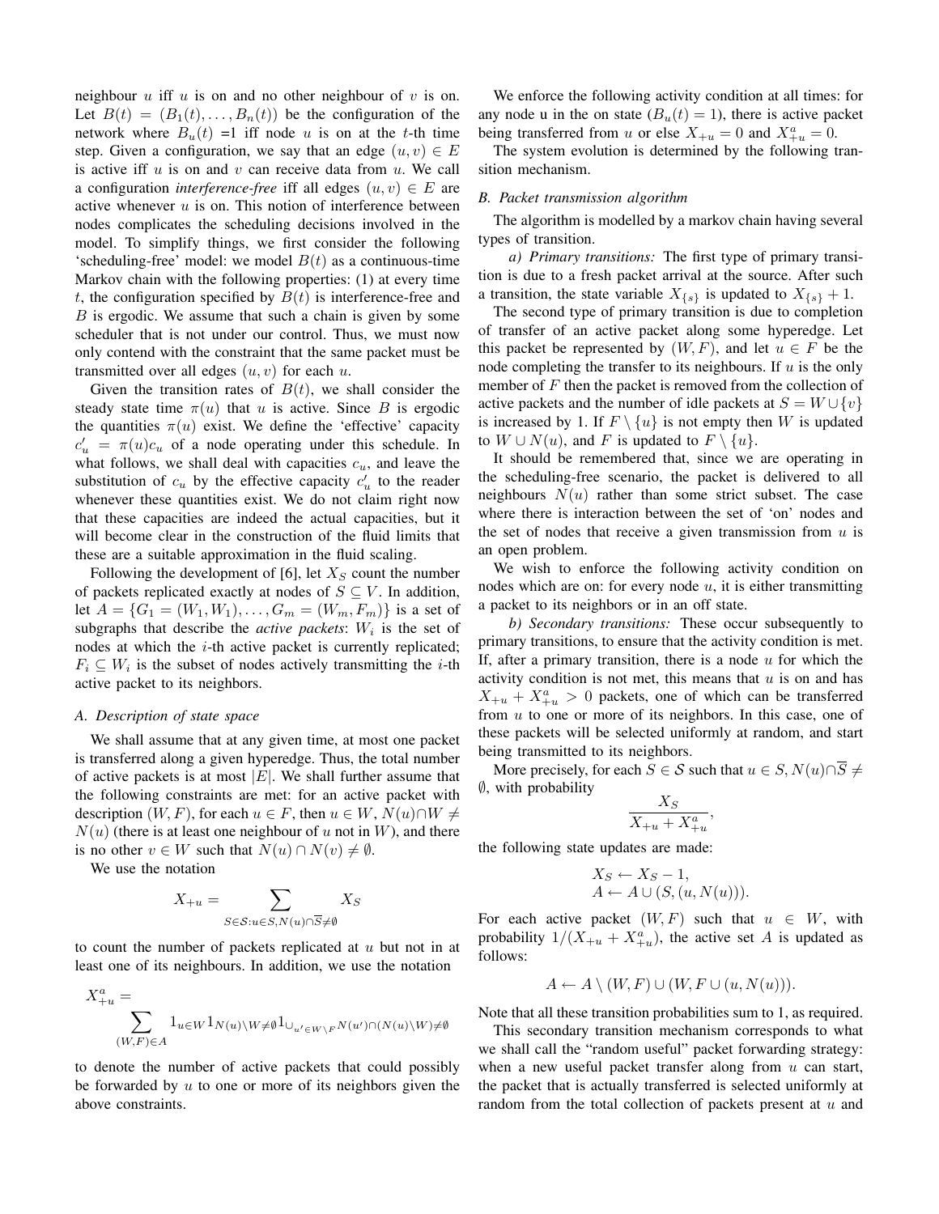neighbour $u$ iff $u$ is on and no other neighbour of $v$ is on. Let $B(t) = (B_1(t), \ldots, B_n(t))$ be the configuration of the network where $B_u(t)$ =1 iff node $u$ is on at the $t$-th time step. Given a configuration, we say that an edge $(u, v) \in E$ is active iff $u$ is on and $v$ can receive data from $u$. We call a configuration *interference-free* iff all edges $(u, v) \in E$ are active whenever $u$ is on. This notion of interference between nodes complicates the scheduling decisions involved in the model. To simplify things, we first consider the following 'scheduling-free' model: we model $B(t)$ as a continuous-time Markov chain with the following properties: (1) at every time $t$, the configuration specified by $B(t)$ is interference-free and $B$ is ergodic. We assume that such a chain is given by some scheduler that is not under our control. Thus, we must now only contend with the constraint that the same packet must be transmitted over all edges $(u, v)$ for each $u$.

Given the transition rates of $B(t)$, we shall consider the steady state time $\pi(u)$ that $u$ is active. Since $B$ is ergodic the quantities $\pi(u)$ exist. We define the 'effective' capacity $c'_u = \pi(u)c_u$ of a node operating under this schedule. In what follows, we shall deal with capacities $c_u$, and leave the substitution of $c_u$ by the effective capacity $c'_u$ to the reader whenever these quantities exist. We do not claim right now that these capacities are indeed the actual capacities, but it will become clear in the construction of the fluid limits that these are a suitable approximation in the fluid scaling.

Following the development of [6], let $X_S$ count the number of packets replicated exactly at nodes of $S \subseteq V$. In addition, let $A = \{G_1 = (W_1, W_1), \ldots, G_m = (W_m, F_m)\}$ is a set of subgraphs that describe the *active packets*: $W_i$ is the set of nodes at which the $i$-th active packet is currently replicated; $F_i \subseteq W_i$ is the subset of nodes actively transmitting the $i$-th active packet to its neighbors.

### A. Description of state space

We shall assume that at any given time, at most one packet is transferred along a given hyperedge. Thus, the total number of active packets is at most $|E|$. We shall further assume that the following constraints are met: for an active packet with description $(W, F)$, for each $u \in F$, then $u \in W$, $N(u) \cap W \neq N(u)$ (there is at least one neighbour of $u$ not in $W$), and there is no other $v \in W$ such that $N(u) \cap N(v) \neq \emptyset$.

We use the notation

$$X_{+u} = \sum_{S \in \mathcal{S}: u \in S, N(u) \cap \overline{S} \neq \emptyset} X_S$$

to count the number of packets replicated at $u$ but not in at least one of its neighbours. In addition, we use the notation

$$X^a_{+u} = \sum_{(W,F) \in A} 1_{u \in W} 1_{N(u) \setminus W \neq \emptyset} 1_{\cup_{u' \in W \setminus F} N(u') \cap (N(u) \setminus W) \neq \emptyset}$$

to denote the number of active packets that could possibly be forwarded by $u$ to one or more of its neighbors given the above constraints.

We enforce the following activity condition at all times: for any node u in the on state ($B_u(t) = 1$), there is active packet being transferred from $u$ or else $X_{+u} = 0$ and $X^a_{+u} = 0$.

The system evolution is determined by the following transition mechanism.

### B. Packet transmission algorithm

The algorithm is modelled by a markov chain having several types of transition.

*a) Primary transitions:* The first type of primary transition is due to a fresh packet arrival at the source. After such a transition, the state variable $X_{\{s\}}$ is updated to $X_{\{s\}} + 1$.

The second type of primary transition is due to completion of transfer of an active packet along some hyperedge. Let this packet be represented by $(W, F)$, and let $u \in F$ be the node completing the transfer to its neighbours. If $u$ is the only member of $F$ then the packet is removed from the collection of active packets and the number of idle packets at $S = W \cup \{v\}$ is increased by 1. If $F \setminus \{u\}$ is not empty then $W$ is updated to $W \cup N(u)$, and $F$ is updated to $F \setminus \{u\}$.

It should be remembered that, since we are operating in the scheduling-free scenario, the packet is delivered to all neighbours $N(u)$ rather than some strict subset. The case where there is interaction between the set of 'on' nodes and the set of nodes that receive a given transmission from $u$ is an open problem.

We wish to enforce the following activity condition on nodes which are on: for every node $u$, it is either transmitting a packet to its neighbors or in an off state.

*b) Secondary transitions:* These occur subsequently to primary transitions, to ensure that the activity condition is met. If, after a primary transition, there is a node $u$ for which the activity condition is not met, this means that $u$ is on and has $X_{+u} + X^a_{+u} > 0$ packets, one of which can be transferred from $u$ to one or more of its neighbors. In this case, one of these packets will be selected uniformly at random, and start being transmitted to its neighbors.

More precisely, for each $S \in \mathcal{S}$ such that $u \in S, N(u) \cap \overline{S} \neq \emptyset$, with probability

$$\frac{X_S}{X_{+u} + X^a_{+u}},$$

the following state updates are made:

$$\begin{array}{l} X_S \leftarrow X_S - 1, \\ A \leftarrow A \cup (S, (u, N(u))). \end{array}$$

For each active packet $(W, F)$ such that $u \in W$, with probability $1/(X_{+u} + X^a_{+u})$, the active set $A$ is updated as follows:

$$A \leftarrow A \setminus (W, F) \cup (W, F \cup (u, N(u))).$$

Note that all these transition probabilities sum to 1, as required.

This secondary transition mechanism corresponds to what we shall call the "random useful" packet forwarding strategy: when a new useful packet transfer along from $u$ can start, the packet that is actually transferred is selected uniformly at random from the total collection of packets present at $u$ and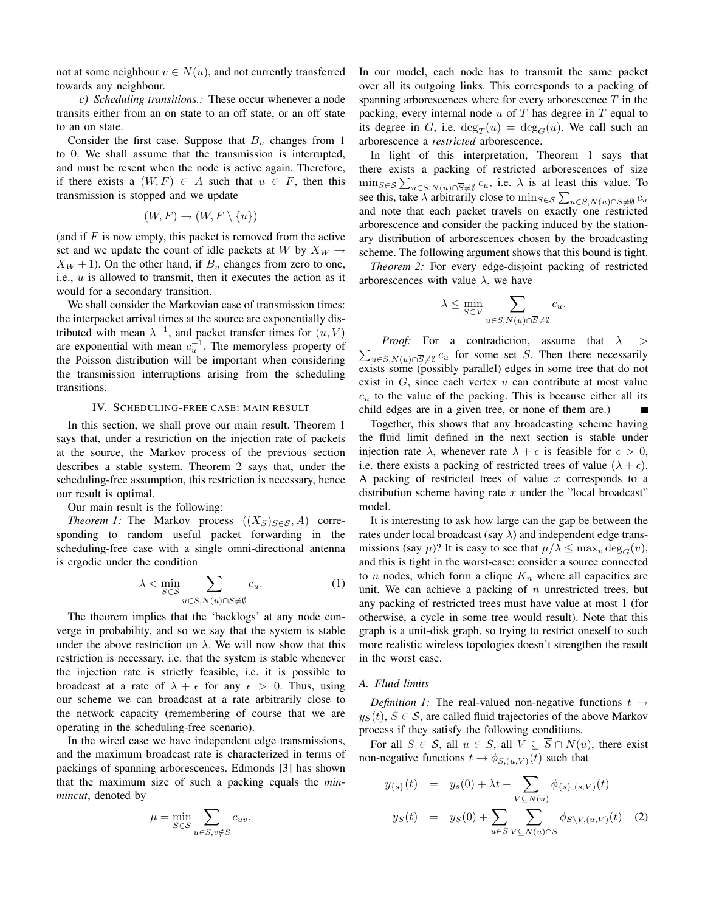not at some neighbour $v \in N(u)$, and not currently transferred towards any neighbour.

*c) Scheduling transitions.:* These occur whenever a node transits either from an on state to an off state, or an off state to an on state.

Consider the first case. Suppose that $B_u$ changes from 1 to 0. We shall assume that the transmission is interrupted, and must be resent when the node is active again. Therefore, if there exists a $(W, F) \in A$ such that $u \in F$, then this transmission is stopped and we update

$$(W, F) \to (W, F \setminus \{u\})$$

(and if $F$ is now empty, this packet is removed from the active set and we update the count of idle packets at $W$ by $X_W \to X_W + 1$). On the other hand, if $B_u$ changes from zero to one, i.e., $u$ is allowed to transmit, then it executes the action as it would for a secondary transition.

We shall consider the Markovian case of transmission times: the interpacket arrival times at the source are exponentially distributed with mean $\lambda^{-1}$, and packet transfer times for $(u, V)$ are exponential with mean $c_u^{-1}$. The memoryless property of the Poisson distribution will be important when considering the transmission interruptions arising from the scheduling transitions.

## IV. Scheduling-free case: main result

In this section, we shall prove our main result. Theorem 1 says that, under a restriction on the injection rate of packets at the source, the Markov process of the previous section describes a stable system. Theorem 2 says that, under the scheduling-free assumption, this restriction is necessary, hence our result is optimal.

Our main result is the following:

*Theorem 1:* The Markov process $((X_S)_{S \in \mathcal{S}}, A)$ corresponding to random useful packet forwarding in the scheduling-free case with a single omni-directional antenna is ergodic under the condition

$$\lambda < \min_{S \in \mathcal{S}} \sum_{u \in S, N(u) \cap \overline{S} \neq \emptyset} c_u. \tag{1}$$

The theorem implies that the 'backlogs' at any node converge in probability, and so we say that the system is stable under the above restriction on $\lambda$. We will now show that this restriction is necessary, i.e. that the system is stable whenever the injection rate is strictly feasible, i.e. it is possible to broadcast at a rate of $\lambda + \epsilon$ for any $\epsilon > 0$. Thus, using our scheme we can broadcast at a rate arbitrarily close to the network capacity (remembering of course that we are operating in the scheduling-free scenario).

In the wired case we have independent edge transmissions, and the maximum broadcast rate is characterized in terms of packings of spanning arborescences. Edmonds [3] has shown that the maximum size of such a packing equals the *min-mincut*, denoted by

$$\mu = \min_{S \in \mathcal{S}} \sum_{u \in S, v \notin S} c_{uv}.$$

In our model, each node has to transmit the same packet over all its outgoing links. This corresponds to a packing of spanning arborescences where for every arborescence $T$ in the packing, every internal node $u$ of $T$ has degree in $T$ equal to its degree in $G$, i.e. $\deg_T(u) = \deg_G(u)$. We call such an arborescence a *restricted* arborescence.

In light of this interpretation, Theorem 1 says that there exists a packing of restricted arborescences of size $\min_{S \in \mathcal{S}} \sum_{u \in S, N(u) \cap \overline{S} \neq \emptyset} c_u$, i.e. $\lambda$ is at least this value. To see this, take $\lambda$ arbitrarily close to $\min_{S \in \mathcal{S}} \sum_{u \in S, N(u) \cap \overline{S} \neq \emptyset} c_u$ and note that each packet travels on exactly one restricted arborescence and consider the packing induced by the stationary distribution of arborescences chosen by the broadcasting scheme. The following argument shows that this bound is tight.

*Theorem 2:* For every edge-disjoint packing of restricted arborescences with value $\lambda$, we have

$$\lambda \leq \min_{S \subset V} \sum_{u \in S, N(u) \cap \overline{S} \neq \emptyset} c_u.$$

*Proof:* For a contradiction, assume that $\lambda > \sum_{u \in S, N(u) \cap \overline{S} \neq \emptyset} c_u$ for some set $S$. Then there necessarily exists some (possibly parallel) edges in some tree that do not exist in $G$, since each vertex $u$ can contribute at most value $c_u$ to the value of the packing. This is because either all its child edges are in a given tree, or none of them are.) ∎

Together, this shows that any broadcasting scheme having the fluid limit defined in the next section is stable under injection rate $\lambda$, whenever rate $\lambda + \epsilon$ is feasible for $\epsilon > 0$, i.e. there exists a packing of restricted trees of value $(\lambda + \epsilon)$. A packing of restricted trees of value $x$ corresponds to a distribution scheme having rate $x$ under the "local broadcast" model.

It is interesting to ask how large can the gap be between the rates under local broadcast (say $\lambda$) and independent edge transmissions (say $\mu$)? It is easy to see that $\mu/\lambda \leq \max_v \deg_G(v)$, and this is tight in the worst-case: consider a source connected to $n$ nodes, which form a clique $K_n$ where all capacities are unit. We can achieve a packing of $n$ unrestricted trees, but any packing of restricted trees must have value at most 1 (for otherwise, a cycle in some tree would result). Note that this graph is a unit-disk graph, so trying to restrict oneself to such more realistic wireless topologies doesn't strengthen the result in the worst case.

### A. Fluid limits

*Definition 1:* The real-valued non-negative functions $t \to y_S(t)$, $S \in \mathcal{S}$, are called fluid trajectories of the above Markov process if they satisfy the following conditions.

For all $S \in \mathcal{S}$, all $u \in S$, all $V \subseteq \overline{S} \cap N(u)$, there exist non-negative functions $t \to \phi_{S,(u,V)}(t)$ such that

$$\begin{aligned} y_{\{s\}}(t) &= y_s(0) + \lambda t - \sum_{V \subseteq N(u)} \phi_{\{s\},(s,V)}(t) \\ y_S(t) &= y_S(0) + \sum_{u \in S} \sum_{V \subseteq N(u) \cap S} \phi_{S \setminus V,(u,V)}(t) \end{aligned} \tag{2}$$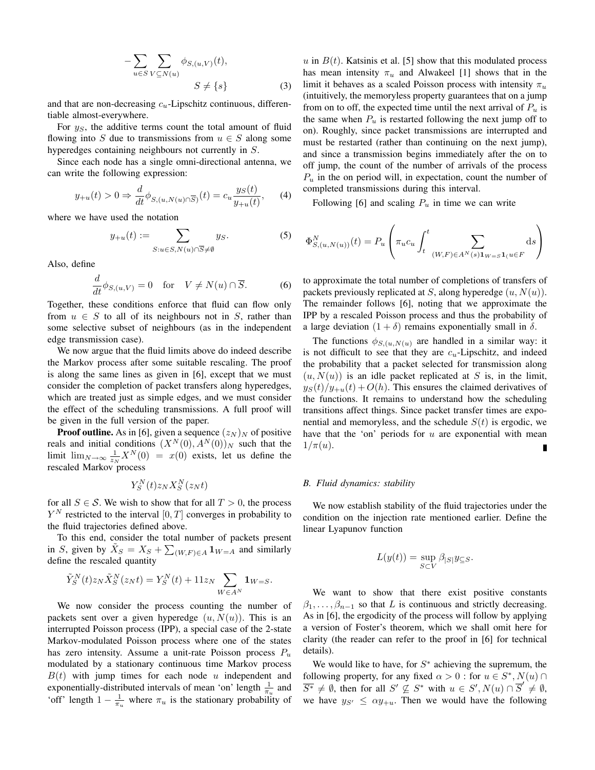$$-\sum_{u\in S}\sum_{V\subseteq N(u)} \phi_{S,(u,V)}(t),$$
$$S \neq \{s\} \tag{3}$$

and that are non-decreasing $c_u$-Lipschitz continuous, differentiable almost-everywhere.

For $y_S$, the additive terms count the total amount of fluid flowing into $S$ due to transmissions from $u \in S$ along some hyperedges containing neighbours not currently in $S$.

Since each node has a single omni-directional antenna, we can write the following expression:

$$y_{+u}(t) > 0 \Rightarrow \frac{d}{dt}\phi_{S,(u,N(u)\cap\overline{S})}(t) = c_u \frac{y_S(t)}{y_{+u}(t)}, \tag{4}$$

where we have used the notation

$$y_{+u}(t) := \sum_{S:u\in S, N(u)\cap\overline{S}\neq\emptyset} y_S. \tag{5}$$

Also, define

$$\frac{d}{dt}\phi_{S,(u,V)} = 0 \quad \text{for} \quad V \neq N(u)\cap\overline{S}. \tag{6}$$

Together, these conditions enforce that fluid can flow only from $u \in S$ to all of its neighbours not in $S$, rather than some selective subset of neighbours (as in the independent edge transmission case).

We now argue that the fluid limits above do indeed describe the Markov process after some suitable rescaling. The proof is along the same lines as given in [6], except that we must consider the completion of packet transfers along hyperedges, which are treated just as simple edges, and we must consider the effect of the scheduling transmissions. A full proof will be given in the full version of the paper.

**Proof outline.** As in [6], given a sequence $(z_N)_N$ of positive reals and initial conditions $(X^N(0), A^N(0))_N$ such that the limit $\lim_{N\to\infty}\frac{1}{z_N}X^N(0) = x(0)$ exists, let us define the rescaled Markov process

$$Y_S^N(t)z_N X_S^N(z_N t)$$

for all $S \in \mathcal{S}$. We wish to show that for all $T > 0$, the process $Y^N$ restricted to the interval $[0,T]$ converges in probability to the fluid trajectories defined above.

To this end, consider the total number of packets present in $S$, given by $\tilde{X}_S = X_S + \sum_{(W,F)\in A}\mathbf{1}_{W=A}$ and similarly define the rescaled quantity

$$\tilde{Y}_S^N(t)z_N\tilde{X}_S^N(z_N t) = Y_S^N(t) + 11 z_N \sum_{W\in A^N}\mathbf{1}_{W=S}.$$

We now consider the process counting the number of packets sent over a given hyperedge $(u, N(u))$. This is an interrupted Poisson process (IPP), a special case of the 2-state Markov-modulated Poisson process where one of the states has zero intensity. Assume a unit-rate Poisson process $P_u$ modulated by a stationary continuous time Markov process $B(t)$ with jump times for each node $u$ independent and exponentially-distributed intervals of mean 'on' length $\frac{1}{\pi_u}$ and 'off' length $1 - \frac{1}{\pi_u}$ where $\pi_u$ is the stationary probability of $u$ in $B(t)$. Katsinis et al. [5] show that this modulated process has mean intensity $\pi_u$ and Alwakeel [1] shows that in the limit it behaves as a scaled Poisson process with intensity $\pi_u$ (intuitively, the memoryless property guarantees that on a jump from on to off, the expected time until the next arrival of $P_u$ is the same when $P_u$ is restarted following the next jump off to on). Roughly, since packet transmissions are interrupted and must be restarted (rather than continuing on the next jump), and since a transmission begins immediately after the on to off jump, the count of the number of arrivals of the process $P_u$ in the on period will, in expectation, count the number of completed transmissions during this interval.

Following [6] and scaling $P_u$ in time we can write

$$\Phi^N_{S,(u,N(u))}(t) = P_u\left(\pi_u c_u \int_t^t \sum_{(W,F)\in A^N(s)\mathbf{1}_{W=S}\mathbf{1}_{(u\in F}} \mathrm{d}s\right)$$

to approximate the total number of completions of transfers of packets previously replicated at $S$, along hyperedge $(u, N(u))$. The remainder follows [6], noting that we approximate the IPP by a rescaled Poisson process and thus the probability of a large deviation $(1+\delta)$ remains exponentially small in $\delta$.

The functions $\phi_{S,(u,N(u)}$ are handled in a similar way: it is not difficult to see that they are $c_u$-Lipschitz, and indeed the probability that a packet selected for transmission along $(u, N(u))$ is an idle packet replicated at $S$ is, in the limit, $y_S(t)/y_{+u}(t) + O(h)$. This ensures the claimed derivatives of the functions. It remains to understand how the scheduling transitions affect things. Since packet transfer times are exponential and memoryless, and the schedule $S(t)$ is ergodic, we have that the 'on' periods for $u$ are exponential with mean $1/\pi(u)$. ∎

### B. Fluid dynamics: stability

We now establish stability of the fluid trajectories under the condition on the injection rate mentioned earlier. Define the linear Lyapunov function

$$L(y(t)) = \sup_{S\subset V}\beta_{|S|}y_{\subseteq S}.$$

We want to show that there exist positive constants $\beta_1, \ldots, \beta_{n-1}$ so that $L$ is continuous and strictly decreasing. As in [6], the ergodicity of the process will follow by applying a version of Foster's theorem, which we shall omit here for clarity (the reader can refer to the proof in [6] for technical details).

We would like to have, for $S^*$ achieving the supremum, the following property, for any fixed $\alpha > 0$ : for $u \in S^*, N(u)\cap\overline{S^*} \neq \emptyset$, then for all $S' \not\subseteq S^*$ with $u \in S', N(u)\cap\overline{S}' \neq \emptyset$, we have $y_{S'} \leq \alpha y_{+u}$. Then we would have the following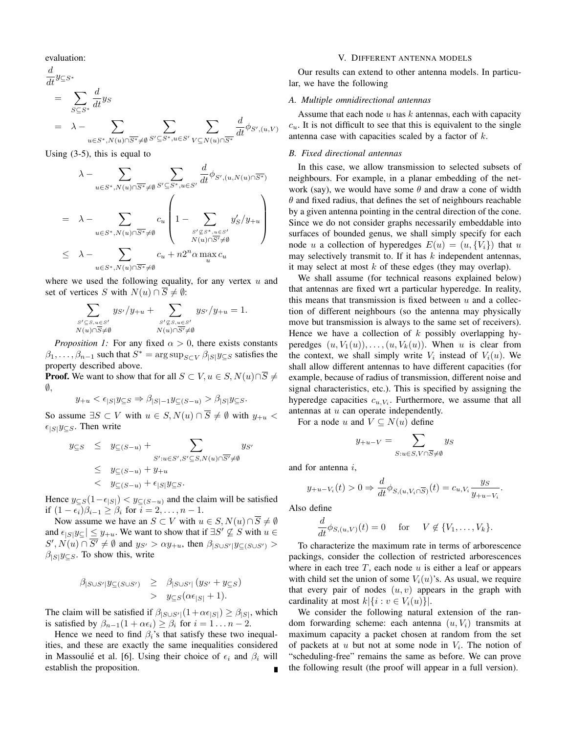evaluation:

$$
\begin{aligned}
&\frac{d}{dt} y_{\subseteq S^*} \\
&= \sum_{S \subseteq S^*} \frac{d}{dt} y_S \\
&= \lambda - \sum_{u \in S^*, N(u) \cap \overline{S^*} \neq \emptyset} \sum_{S' \subseteq S^*, u \in S'} \sum_{V \subseteq N(u) \cap \overline{S^*}} \frac{d}{dt} \phi_{S', (u, V)}
\end{aligned}
$$

Using (3-5), this is equal to

$$
\begin{aligned}
&\lambda - \sum_{u \in S^*, N(u) \cap \overline{S^*} \neq \emptyset} \sum_{S' \subseteq S^*, u \in S'} \frac{d}{dt} \phi_{S', (u, N(u) \cap \overline{S^*})} \\
&= \lambda - \sum_{u \in S^*, N(u) \cap \overline{S^*} \neq \emptyset} c_u \left( 1 - \sum_{\substack{S' \not\subseteq S^*, u \in S' \\ N(u) \cap \overline{S'} \neq \emptyset}} y'_S / y_{+u} \right) \\
&\leq \lambda - \sum_{u \in S^*, N(u) \cap \overline{S^*} \neq \emptyset} c_u + n 2^n \alpha \max_u c_u
\end{aligned}
$$

where we used the following equality, for any vertex $u$ and set of vertices $S$ with $N(u) \cap \overline{S} \neq \emptyset$:

$$
\sum_{\substack{S' \subseteq S, u \in S' \\ N(u) \cap \overline{S} \neq \emptyset}} y_{S'} / y_{+u} + \sum_{\substack{S' \not\subseteq S, u \in S' \\ N(u) \cap \overline{S'} \neq \emptyset}} y_{S'} / y_{+u} = 1.
$$

*Proposition 1:* For any fixed $\alpha > 0$, there exists constants $\beta_1, \ldots, \beta_{n-1}$ such that $S^* = \arg\sup_{S \subset V} \beta_{|S|} y_{\subseteq S}$ satisfies the property described above.

**Proof.** We want to show that for all $S \subset V, u \in S, N(u) \cap \overline{S} \neq \emptyset$,

$$
y_{+u} < \epsilon_{|S|} y_{\subseteq S} \Rightarrow \beta_{|S|-1} y_{\subseteq (S-u)} > \beta_{|S|} y_{\subseteq S}.
$$

So assume $\exists S \subset V$ with $u \in S, N(u) \cap \overline{S} \neq \emptyset$ with $y_{+u} < \epsilon_{|S|} y_{\subseteq S}$. Then write

$$
\begin{aligned}
y_{\subseteq S} &\leq y_{\subseteq (S-u)} + \sum_{S' : u \in S', S' \subseteq S, N(u) \cap \overline{S'} \neq \emptyset} y_{S'} \\
&\leq y_{\subseteq (S-u)} + y_{+u} \\
&< y_{\subseteq (S-u)} + \epsilon_{|S|} y_{\subseteq S}.
\end{aligned}
$$

Hence $y_{\subseteq S}(1 - \epsilon_{|S|}) < y_{\subseteq (S-u)}$ and the claim will be satisfied if $(1 - \epsilon_i) \beta_{i-1} \geq \beta_i$ for $i = 2, \ldots, n-1$.

Now assume we have an $S \subset V$ with $u \in S, N(u) \cap \overline{S} \neq \emptyset$ and $\epsilon_{|S|} y_{\subseteq} | \leq y_{+u}$. We want to show that if $\exists S' \not\subseteq S$ with $u \in S', N(u) \cap \overline{S'} \neq \emptyset$ and $y_{S'} > \alpha y_{+u}$, then $\beta_{|S \cup S'|} y_{\subseteq (S \cup S')} > \beta_{|S|} y_{\subseteq S}$. To show this, write

$$
\begin{aligned}
\beta_{|S \cup S'|} y_{\subseteq (S \cup S')} &\geq \beta_{|S \cup S'|} (y_{S'} + y_{\subseteq S}) \\
&> y_{\subseteq S} (\alpha \epsilon_{|S|} + 1).
\end{aligned}
$$

The claim will be satisfied if $\beta_{|S \cup S'|}(1 + \alpha \epsilon_{|S|}) \geq \beta_{|S|}$, which is satisfied by $\beta_{n-1}(1 + \alpha \epsilon_i) \geq \beta_i$ for $i = 1 \ldots n-2$.

Hence we need to find $\beta_i$'s that satisfy these two inequalities, and these are exactly the same inequalities considered in Massoulié et al. [6]. Using their choice of $\epsilon_i$ and $\beta_i$ will establish the proposition. ∎

## V. Different antenna models

Our results can extend to other antenna models. In particular, we have the following

### A. Multiple omnidirectional antennas

Assume that each node $u$ has $k$ antennas, each with capacity $c_u$. It is not difficult to see that this is equivalent to the single antenna case with capacities scaled by a factor of $k$.

### B. Fixed directional antennas

In this case, we allow transmission to selected subsets of neighbours. For example, in a planar embedding of the network (say), we would have some $\theta$ and draw a cone of width $\theta$ and fixed radius, that defines the set of neighbours reachable by a given antenna pointing in the central direction of the cone. Since we do not consider graphs necessarily embeddable into surfaces of bounded genus, we shall simply specify for each node $u$ a collection of hyperedges $E(u) = (u, \{V_i\})$ that $u$ may selectively transmit to. If it has $k$ independent antennas, it may select at most $k$ of these edges (they may overlap).

We shall assume (for technical reasons explained below) that antennas are fixed wrt a particular hyperedge. In reality, this means that transmission is fixed between $u$ and a collection of different neighbours (so the antenna may physically move but transmission is always to the same set of receivers). Hence we have a collection of $k$ possibly overlapping hyperedges $(u, V_1(u)), \ldots, (u, V_k(u))$. When $u$ is clear from the context, we shall simply write $V_i$ instead of $V_i(u)$. We shall allow different antennas to have different capacities (for example, because of radius of transmission, different noise and signal characteristics, etc.). This is specified by assigning the hyperedge capacities $c_{u, V_i}$. Furthermore, we assume that all antennas at $u$ can operate independently.

For a node $u$ and $V \subseteq N(u)$ define

$$
y_{+u-V} = \sum_{S : u \in S, V \cap \overline{S} \neq \emptyset} y_S
$$

and for antenna $i$,

$$
y_{+u-V_i}(t) > 0 \Rightarrow \frac{d}{dt} \phi_{S, (u, V_i \cap \overline{S})}(t) = c_{u, V_i} \frac{y_S}{y_{+u-V_i}}.
$$

Also define

$$
\frac{d}{dt} \phi_{S, (u, V)}(t) = 0 \quad \text{for} \quad V \notin \{V_1, \ldots, V_k\}.
$$

To characterize the maximum rate in terms of arborescence packings, consider the collection of restricted arborescences where in each tree $T$, each node $u$ is either a leaf or appears with child set the union of some $V_i(u)$'s. As usual, we require that every pair of nodes $(u, v)$ appears in the graph with cardinality at most $k|\{i : v \in V_i(u)\}|$.

We consider the following natural extension of the random forwarding scheme: each antenna $(u, V_i)$ transmits at maximum capacity a packet chosen at random from the set of packets at $u$ but not at some node in $V_i$. The notion of "scheduling-free" remains the same as before. We can prove the following result (the proof will appear in a full version).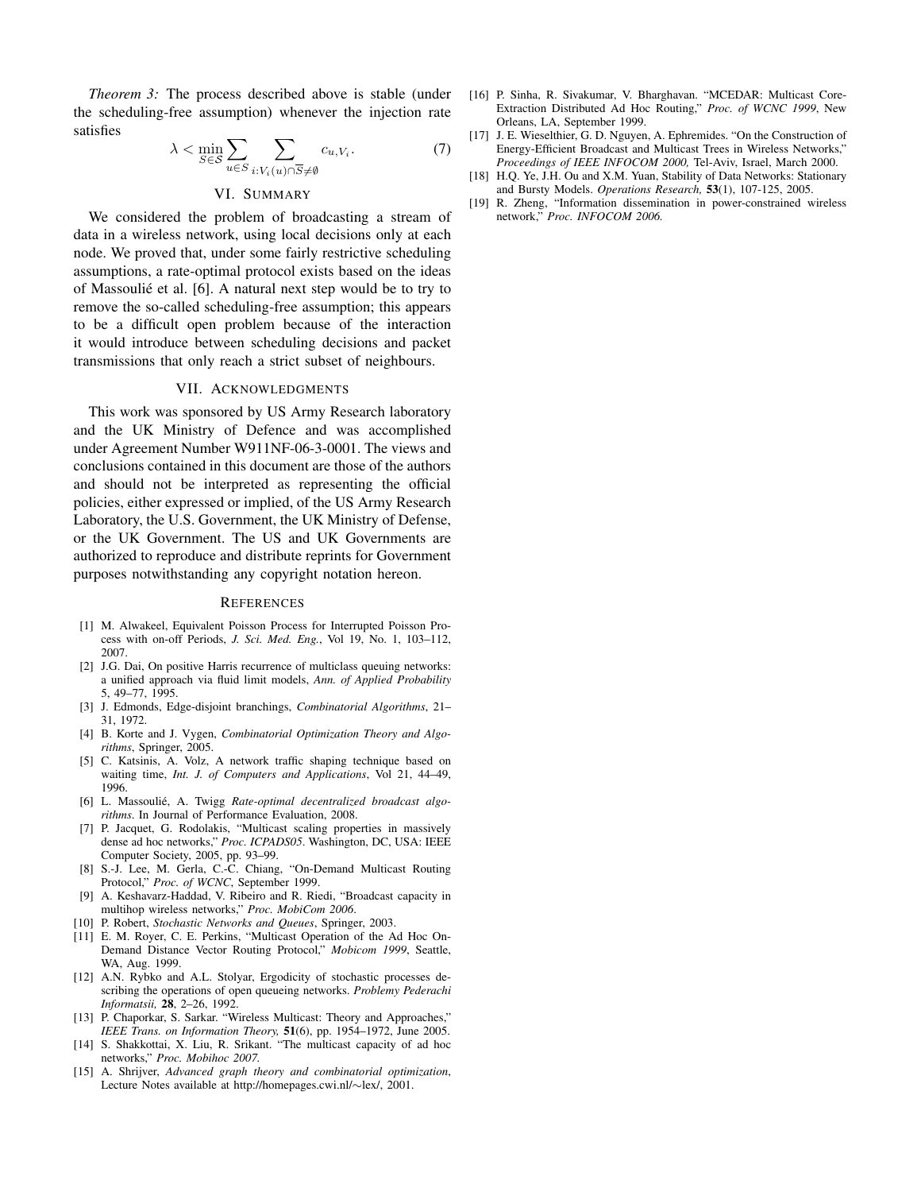*Theorem 3:* The process described above is stable (under the scheduling-free assumption) whenever the injection rate satisfies

$$\lambda < \min_{S \in \mathcal{S}} \sum_{u \in S} \sum_{i : V_i(u) \cap \overline{S} \neq \emptyset} c_{u,V_i}. \qquad (7)$$

## VI. Summary

We considered the problem of broadcasting a stream of data in a wireless network, using local decisions only at each node. We proved that, under some fairly restrictive scheduling assumptions, a rate-optimal protocol exists based on the ideas of Massoulié et al. [6]. A natural next step would be to try to remove the so-called scheduling-free assumption; this appears to be a difficult open problem because of the interaction it would introduce between scheduling decisions and packet transmissions that only reach a strict subset of neighbours.

## VII. Acknowledgments

This work was sponsored by US Army Research laboratory and the UK Ministry of Defence and was accomplished under Agreement Number W911NF-06-3-0001. The views and conclusions contained in this document are those of the authors and should not be interpreted as representing the official policies, either expressed or implied, of the US Army Research Laboratory, the U.S. Government, the UK Ministry of Defense, or the UK Government. The US and UK Governments are authorized to reproduce and distribute reprints for Government purposes notwithstanding any copyright notation hereon.

## References

[1] M. Alwakeel, Equivalent Poisson Process for Interrupted Poisson Process with on-off Periods, *J. Sci. Med. Eng.*, Vol 19, No. 1, 103–112, 2007.

[2] J.G. Dai, On positive Harris recurrence of multiclass queuing networks: a unified approach via fluid limit models, *Ann. of Applied Probability* 5, 49–77, 1995.

[3] J. Edmonds, Edge-disjoint branchings, *Combinatorial Algorithms*, 21–31, 1972.

[4] B. Korte and J. Vygen, *Combinatorial Optimization Theory and Algorithms*, Springer, 2005.

[5] C. Katsinis, A. Volz, A network traffic shaping technique based on waiting time, *Int. J. of Computers and Applications*, Vol 21, 44–49, 1996.

[6] L. Massoulié, A. Twigg *Rate-optimal decentralized broadcast algorithms*. In Journal of Performance Evaluation, 2008.

[7] P. Jacquet, G. Rodolakis, "Multicast scaling properties in massively dense ad hoc networks," *Proc. ICPADS05*. Washington, DC, USA: IEEE Computer Society, 2005, pp. 93–99.

[8] S.-J. Lee, M. Gerla, C.-C. Chiang, "On-Demand Multicast Routing Protocol," *Proc. of WCNC*, September 1999.

[9] A. Keshavarz-Haddad, V. Ribeiro and R. Riedi, "Broadcast capacity in multihop wireless networks," *Proc. MobiCom 2006*.

[10] P. Robert, *Stochastic Networks and Queues*, Springer, 2003.

[11] E. M. Royer, C. E. Perkins, "Multicast Operation of the Ad Hoc On-Demand Distance Vector Routing Protocol," *Mobicom 1999*, Seattle, WA, Aug. 1999.

[12] A.N. Rybko and A.L. Stolyar, Ergodicity of stochastic processes describing the operations of open queueing networks. *Problemy Pederachi Informatsii,* **28**, 2–26, 1992.

[13] P. Chaporkar, S. Sarkar. "Wireless Multicast: Theory and Approaches," *IEEE Trans. on Information Theory,* **51**(6), pp. 1954–1972, June 2005.

[14] S. Shakkottai, X. Liu, R. Srikant. "The multicast capacity of ad hoc networks," *Proc. Mobihoc 2007.*

[15] A. Shrijver, *Advanced graph theory and combinatorial optimization*, Lecture Notes available at http://homepages.cwi.nl/∼lex/, 2001.

[16] P. Sinha, R. Sivakumar, V. Bharghavan. "MCEDAR: Multicast Core-Extraction Distributed Ad Hoc Routing," *Proc. of WCNC 1999*, New Orleans, LA, September 1999.

[17] J. E. Wieselthier, G. D. Nguyen, A. Ephremides. "On the Construction of Energy-Efficient Broadcast and Multicast Trees in Wireless Networks," *Proceedings of IEEE INFOCOM 2000,* Tel-Aviv, Israel, March 2000.

[18] H.Q. Ye, J.H. Ou and X.M. Yuan, Stability of Data Networks: Stationary and Bursty Models. *Operations Research,* **53**(1), 107-125, 2005.

[19] R. Zheng, "Information dissemination in power-constrained wireless network," *Proc. INFOCOM 2006.*